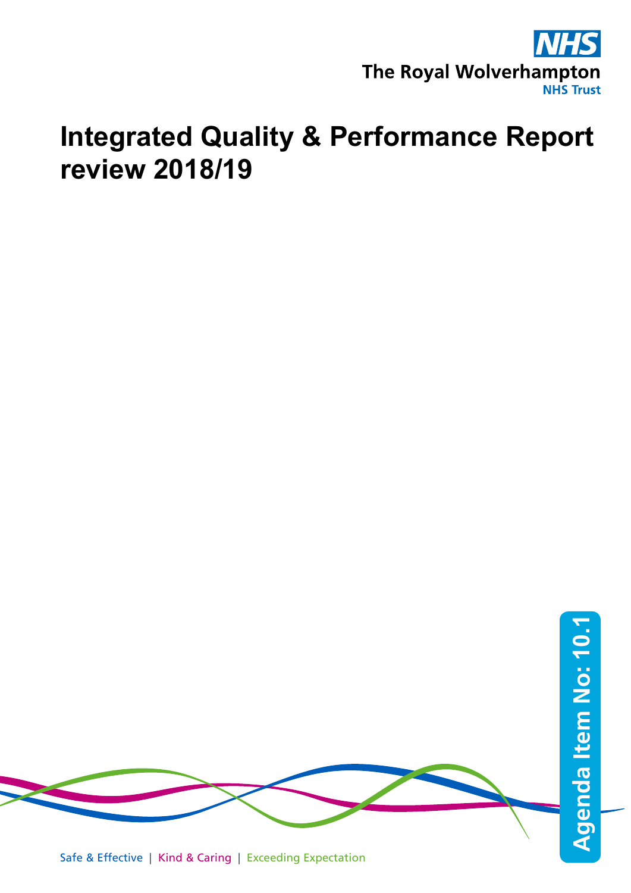NHS

The Royal Wolverhampton NHS Trust

# Integrated Quality & Performance Report review 2018/19

Agenda Item No: 10.1

Safe & Effective | Kind & Caring | Exceeding Expectation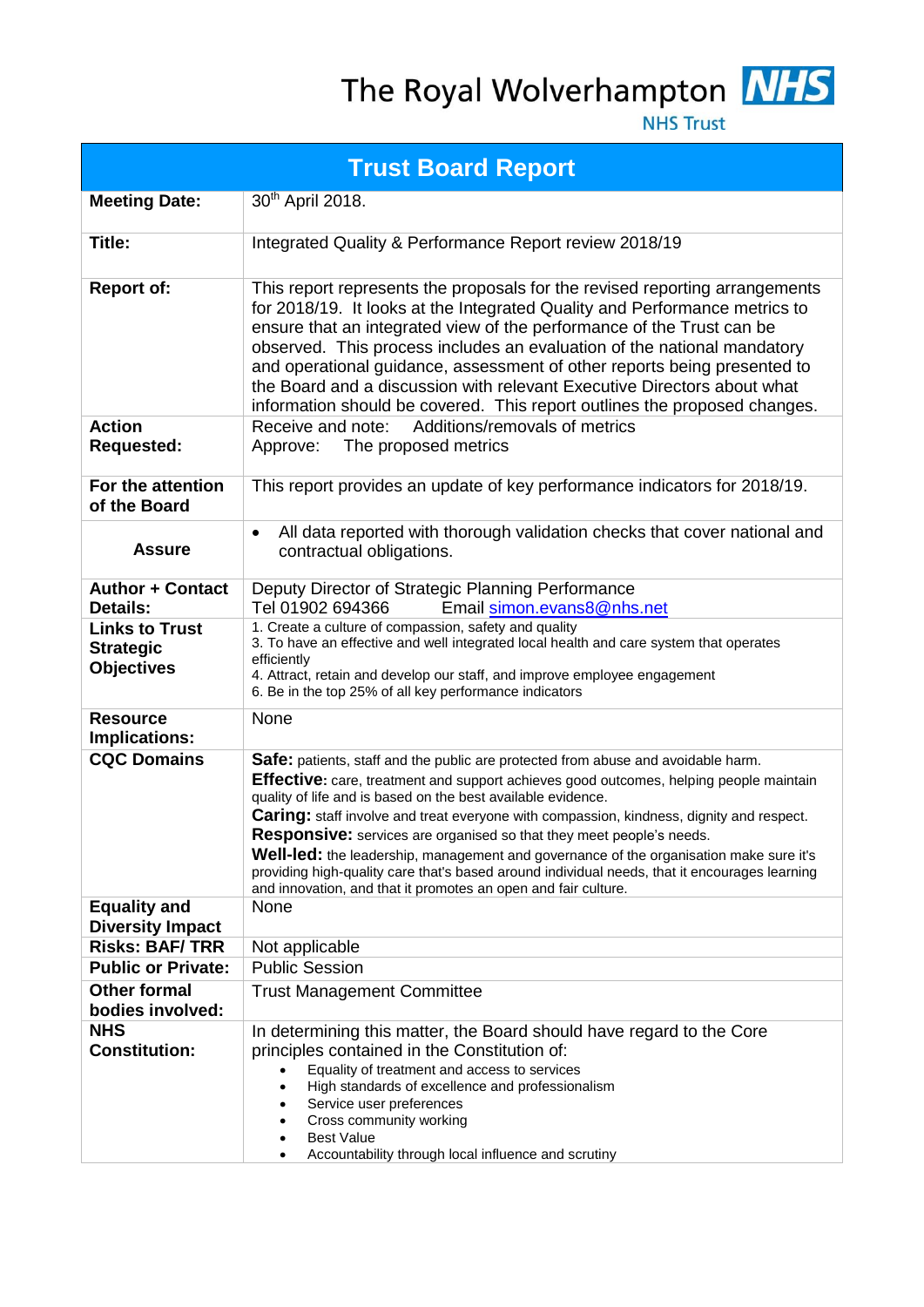The Royal Wolverhampton **NHS**

NHS Trust

| Trust Board Report | |
|---|---|
| **Meeting Date:** | 30th April 2018. |
| **Title:** | Integrated Quality & Performance Report review 2018/19 |
| **Report of:** | This report represents the proposals for the revised reporting arrangements for 2018/19. It looks at the Integrated Quality and Performance metrics to ensure that an integrated view of the performance of the Trust can be observed. This process includes an evaluation of the national mandatory and operational guidance, assessment of other reports being presented to the Board and a discussion with relevant Executive Directors about what information should be covered. This report outlines the proposed changes. |
| **Action Requested:** | Receive and note: Additions/removals of metrics<br>Approve: The proposed metrics |
| **For the attention of the Board** | This report provides an update of key performance indicators for 2018/19. |
| **Assure** | • All data reported with thorough validation checks that cover national and contractual obligations. |
| **Author + Contact Details:** | Deputy Director of Strategic Planning Performance<br>Tel 01902 694366 Email simon.evans8@nhs.net |
| **Links to Trust Strategic Objectives** | 1. Create a culture of compassion, safety and quality<br>3. To have an effective and well integrated local health and care system that operates efficiently<br>4. Attract, retain and develop our staff, and improve employee engagement<br>6. Be in the top 25% of all key performance indicators |
| **Resource Implications:** | None |
| **CQC Domains** | **Safe:** patients, staff and the public are protected from abuse and avoidable harm.<br>**Effective:** care, treatment and support achieves good outcomes, helping people maintain quality of life and is based on the best available evidence.<br>**Caring:** staff involve and treat everyone with compassion, kindness, dignity and respect.<br>**Responsive:** services are organised so that they meet people's needs.<br>**Well-led:** the leadership, management and governance of the organisation make sure it's providing high-quality care that's based around individual needs, that it encourages learning and innovation, and that it promotes an open and fair culture. |
| **Equality and Diversity Impact** | None |
| **Risks: BAF/ TRR** | Not applicable |
| **Public or Private:** | Public Session |
| **Other formal bodies involved:** | Trust Management Committee |
| **NHS Constitution:** | In determining this matter, the Board should have regard to the Core principles contained in the Constitution of:<br>• Equality of treatment and access to services<br>• High standards of excellence and professionalism<br>• Service user preferences<br>• Cross community working<br>• Best Value<br>• Accountability through local influence and scrutiny |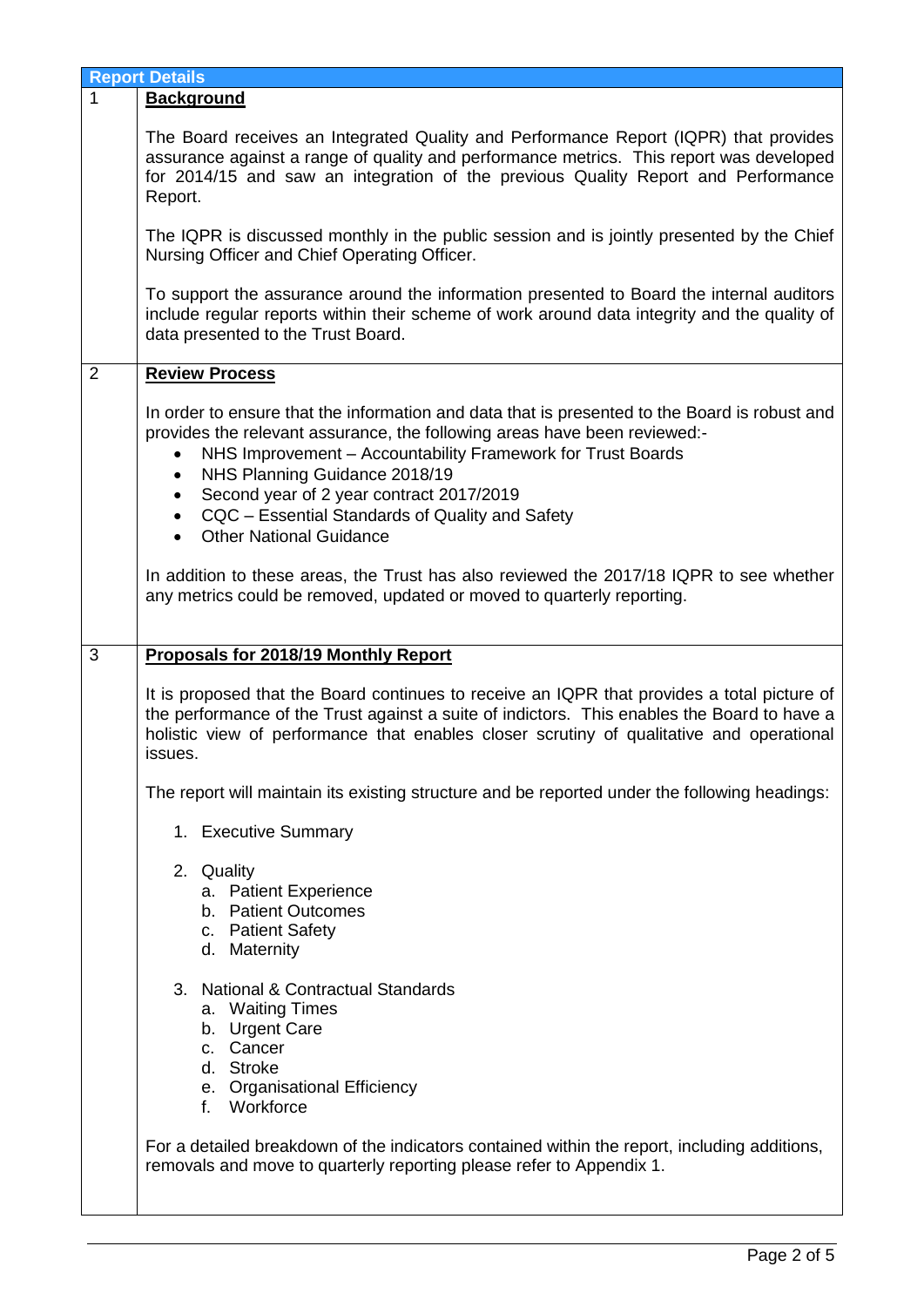| Report Details | |
|---|---|
| 1 | **Background**<br><br>The Board receives an Integrated Quality and Performance Report (IQPR) that provides assurance against a range of quality and performance metrics. This report was developed for 2014/15 and saw an integration of the previous Quality Report and Performance Report.<br><br>The IQPR is discussed monthly in the public session and is jointly presented by the Chief Nursing Officer and Chief Operating Officer.<br><br>To support the assurance around the information presented to Board the internal auditors include regular reports within their scheme of work around data integrity and the quality of data presented to the Trust Board. |
| 2 | **Review Process**<br><br>In order to ensure that the information and data that is presented to the Board is robust and provides the relevant assurance, the following areas have been reviewed:-<br>• NHS Improvement – Accountability Framework for Trust Boards<br>• NHS Planning Guidance 2018/19<br>• Second year of 2 year contract 2017/2019<br>• CQC – Essential Standards of Quality and Safety<br>• Other National Guidance<br><br>In addition to these areas, the Trust has also reviewed the 2017/18 IQPR to see whether any metrics could be removed, updated or moved to quarterly reporting. |
| 3 | **Proposals for 2018/19 Monthly Report**<br><br>It is proposed that the Board continues to receive an IQPR that provides a total picture of the performance of the Trust against a suite of indictors. This enables the Board to have a holistic view of performance that enables closer scrutiny of qualitative and operational issues.<br><br>The report will maintain its existing structure and be reported under the following headings:<br><br>1. Executive Summary<br><br>2. Quality<br>  a. Patient Experience<br>  b. Patient Outcomes<br>  c. Patient Safety<br>  d. Maternity<br><br>3. National & Contractual Standards<br>  a. Waiting Times<br>  b. Urgent Care<br>  c. Cancer<br>  d. Stroke<br>  e. Organisational Efficiency<br>  f. Workforce<br><br>For a detailed breakdown of the indicators contained within the report, including additions, removals and move to quarterly reporting please refer to Appendix 1. |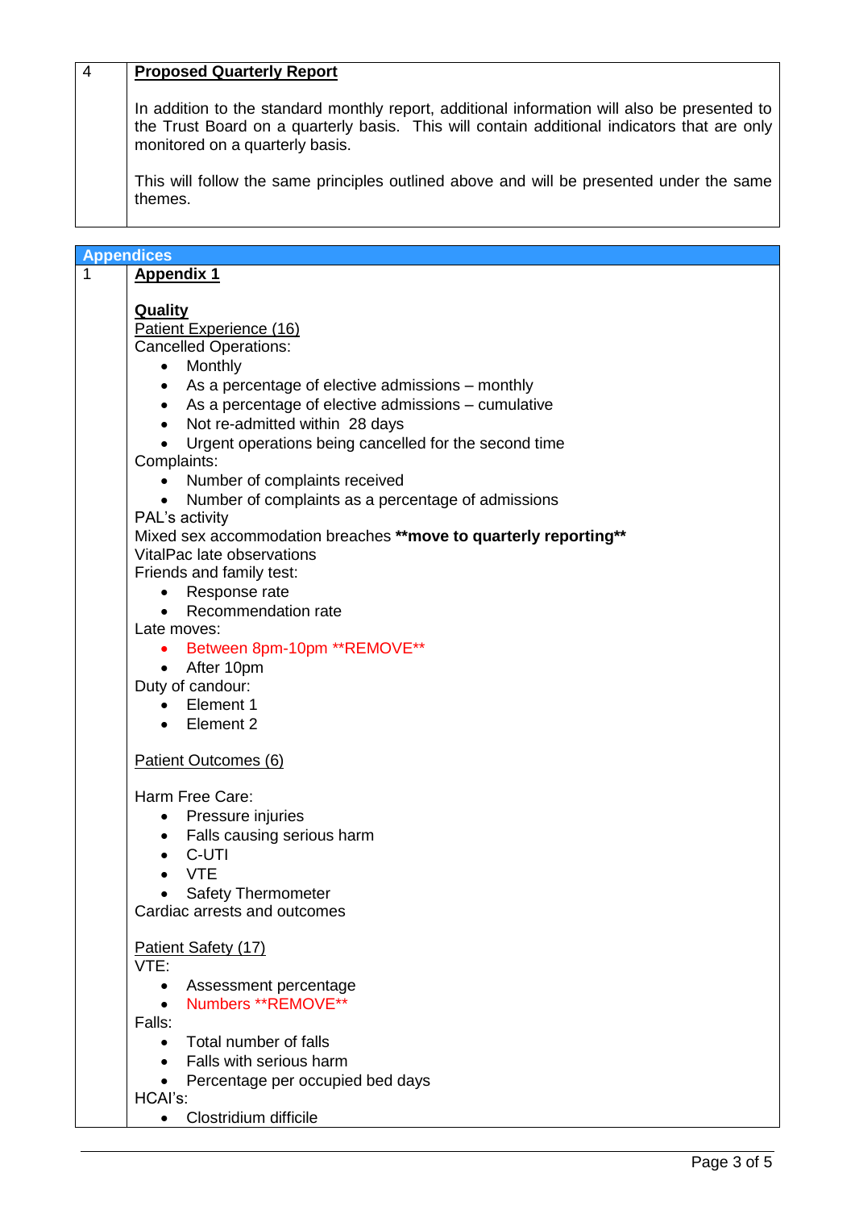4 **Proposed Quarterly Report**

In addition to the standard monthly report, additional information will also be presented to the Trust Board on a quarterly basis. This will contain additional indicators that are only monitored on a quarterly basis.

This will follow the same principles outlined above and will be presented under the same themes.

## Appendices

1 **Appendix 1**

**Quality**

Patient Experience (16)

Cancelled Operations:

- Monthly
- As a percentage of elective admissions – monthly
- As a percentage of elective admissions – cumulative
- Not re-admitted within 28 days
- Urgent operations being cancelled for the second time

Complaints:

- Number of complaints received
- Number of complaints as a percentage of admissions

PAL's activity

Mixed sex accommodation breaches **move to quarterly reporting**

VitalPac late observations

Friends and family test:

- Response rate
- Recommendation rate

Late moves:

- Between 8pm-10pm **REMOVE**
- After 10pm

Duty of candour:

- Element 1
- Element 2

Patient Outcomes (6)

Harm Free Care:

- Pressure injuries
- Falls causing serious harm
- C-UTI
- VTE
- Safety Thermometer

Cardiac arrests and outcomes

Patient Safety (17)

VTE:

- Assessment percentage
- Numbers **REMOVE**

Falls:

- Total number of falls
- Falls with serious harm
- Percentage per occupied bed days

HCAI's:

- Clostridium difficile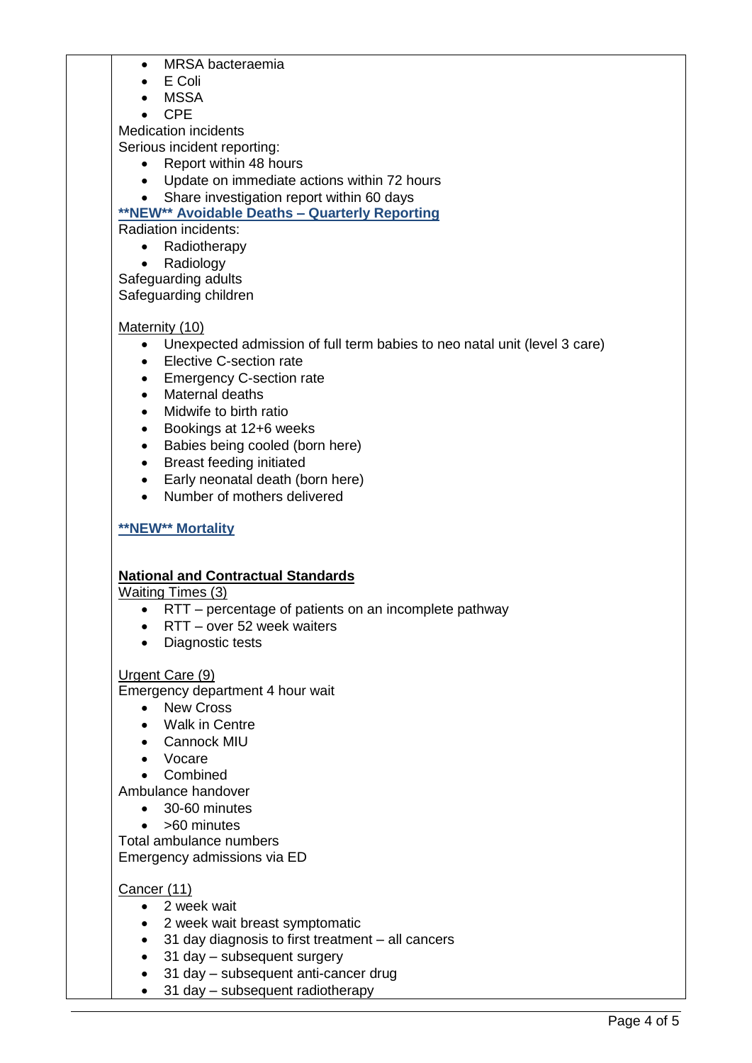- MRSA bacteraemia
- E Coli
- MSSA
- CPE

Medication incidents

Serious incident reporting:

- Report within 48 hours
- Update on immediate actions within 72 hours
- Share investigation report within 60 days

**\*\*NEW\*\* Avoidable Deaths – Quarterly Reporting**

Radiation incidents:

- Radiotherapy
- Radiology

Safeguarding adults

Safeguarding children

Maternity (10)

- Unexpected admission of full term babies to neo natal unit (level 3 care)
- Elective C-section rate
- Emergency C-section rate
- Maternal deaths
- Midwife to birth ratio
- Bookings at 12+6 weeks
- Babies being cooled (born here)
- Breast feeding initiated
- Early neonatal death (born here)
- Number of mothers delivered

**\*\*NEW\*\* Mortality**

**National and Contractual Standards**

Waiting Times (3)

- RTT – percentage of patients on an incomplete pathway
- RTT – over 52 week waiters
- Diagnostic tests

Urgent Care (9)

Emergency department 4 hour wait

- New Cross
- Walk in Centre
- Cannock MIU
- Vocare
- Combined

Ambulance handover

- 30-60 minutes
- >60 minutes

Total ambulance numbers

Emergency admissions via ED

Cancer (11)

- 2 week wait
- 2 week wait breast symptomatic
- 31 day diagnosis to first treatment – all cancers
- 31 day – subsequent surgery
- 31 day – subsequent anti-cancer drug
- 31 day – subsequent radiotherapy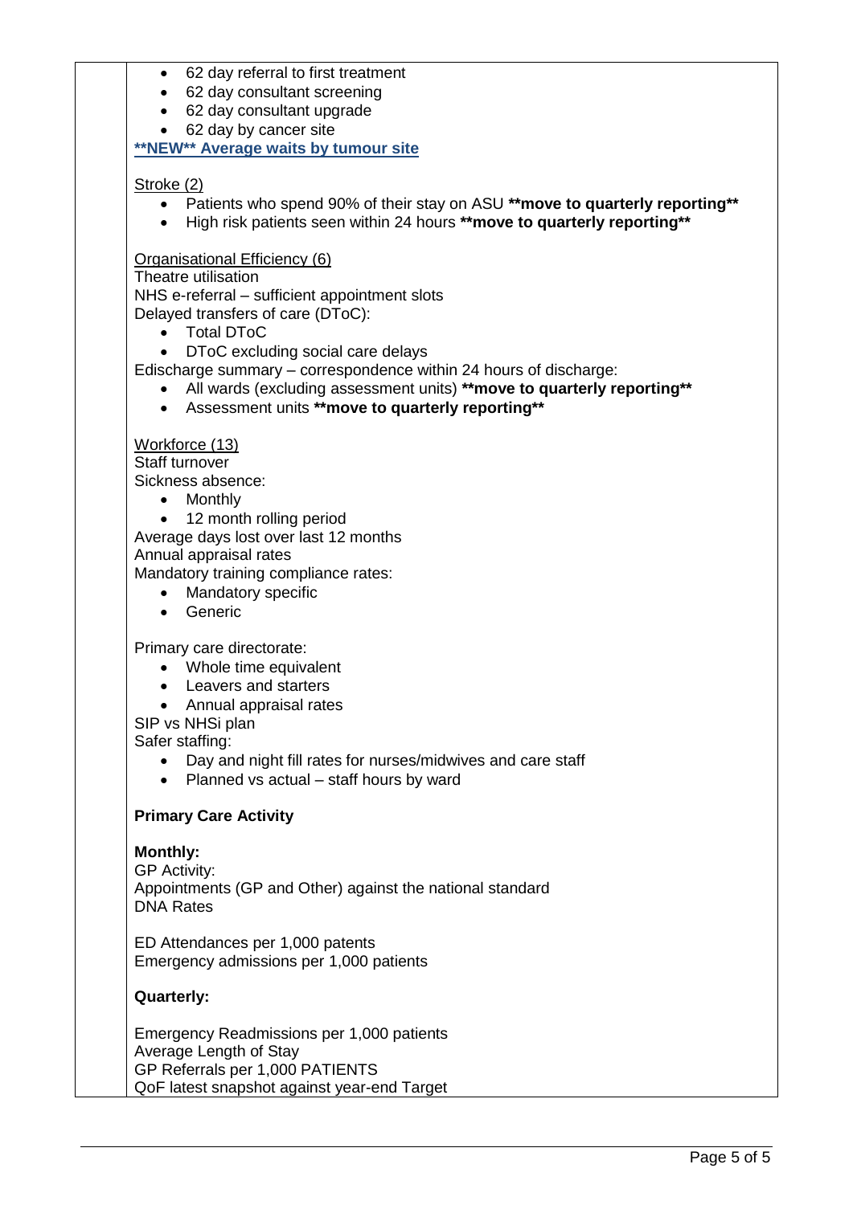- 62 day referral to first treatment
- 62 day consultant screening
- 62 day consultant upgrade
- 62 day by cancer site

**\*\*NEW\*\* Average waits by tumour site**

Stroke (2)

- Patients who spend 90% of their stay on ASU **\*\*move to quarterly reporting\*\***
- High risk patients seen within 24 hours **\*\*move to quarterly reporting\*\***

Organisational Efficiency (6)

Theatre utilisation
NHS e-referral – sufficient appointment slots
Delayed transfers of care (DToC):

- Total DToC
- DToC excluding social care delays

Edischarge summary – correspondence within 24 hours of discharge:

- All wards (excluding assessment units) **\*\*move to quarterly reporting\*\***
- Assessment units **\*\*move to quarterly reporting\*\***

Workforce (13)

Staff turnover
Sickness absence:

- Monthly
- 12 month rolling period

Average days lost over last 12 months
Annual appraisal rates
Mandatory training compliance rates:

- Mandatory specific
- Generic

Primary care directorate:

- Whole time equivalent
- Leavers and starters
- Annual appraisal rates

SIP vs NHSi plan
Safer staffing:

- Day and night fill rates for nurses/midwives and care staff
- Planned vs actual – staff hours by ward

**Primary Care Activity**

**Monthly:**

GP Activity:
Appointments (GP and Other) against the national standard
DNA Rates

ED Attendances per 1,000 patents
Emergency admissions per 1,000 patients

**Quarterly:**

Emergency Readmissions per 1,000 patients
Average Length of Stay
GP Referrals per 1,000 PATIENTS
QoF latest snapshot against year-end Target